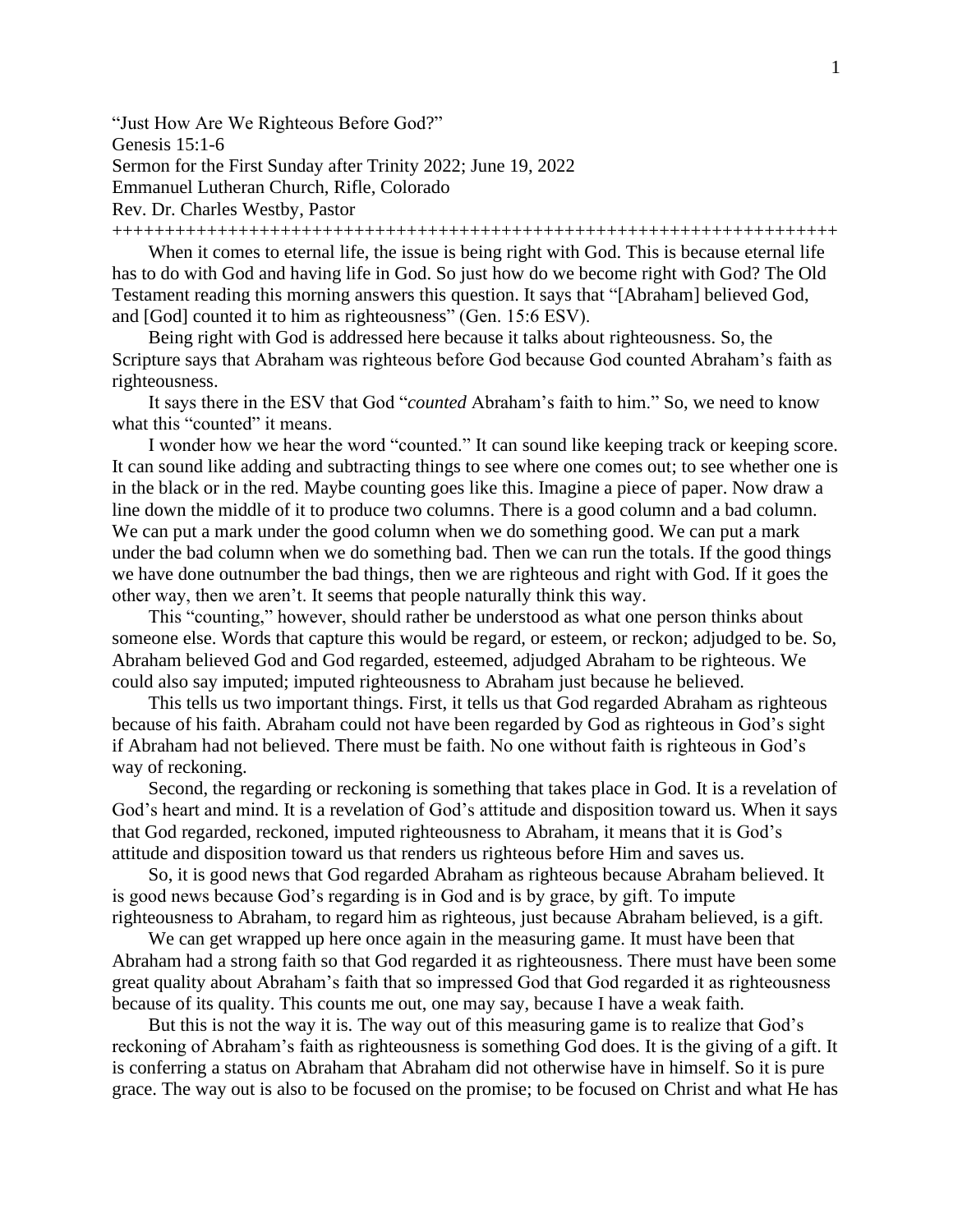"Just How Are We Righteous Before God?"
Genesis 15:1-6
Sermon for the First Sunday after Trinity 2022; June 19, 2022
Emmanuel Lutheran Church, Rifle, Colorado
Rev. Dr. Charles Westby, Pastor

++++++++++++++++++++++++++++++++++++++++++++++++++++++++++++++++++++++

When it comes to eternal life, the issue is being right with God. This is because eternal life has to do with God and having life in God. So just how do we become right with God? The Old Testament reading this morning answers this question. It says that "[Abraham] believed God, and [God] counted it to him as righteousness" (Gen. 15:6 ESV).

Being right with God is addressed here because it talks about righteousness. So, the Scripture says that Abraham was righteous before God because God counted Abraham's faith as righteousness.

It says there in the ESV that God "*counted* Abraham's faith to him." So, we need to know what this "counted" it means.

I wonder how we hear the word "counted." It can sound like keeping track or keeping score. It can sound like adding and subtracting things to see where one comes out; to see whether one is in the black or in the red. Maybe counting goes like this. Imagine a piece of paper. Now draw a line down the middle of it to produce two columns. There is a good column and a bad column. We can put a mark under the good column when we do something good. We can put a mark under the bad column when we do something bad. Then we can run the totals. If the good things we have done outnumber the bad things, then we are righteous and right with God. If it goes the other way, then we aren't. It seems that people naturally think this way.

This "counting," however, should rather be understood as what one person thinks about someone else. Words that capture this would be regard, or esteem, or reckon; adjudged to be. So, Abraham believed God and God regarded, esteemed, adjudged Abraham to be righteous. We could also say imputed; imputed righteousness to Abraham just because he believed.

This tells us two important things. First, it tells us that God regarded Abraham as righteous because of his faith. Abraham could not have been regarded by God as righteous in God's sight if Abraham had not believed. There must be faith. No one without faith is righteous in God's way of reckoning.

Second, the regarding or reckoning is something that takes place in God. It is a revelation of God's heart and mind. It is a revelation of God's attitude and disposition toward us. When it says that God regarded, reckoned, imputed righteousness to Abraham, it means that it is God's attitude and disposition toward us that renders us righteous before Him and saves us.

So, it is good news that God regarded Abraham as righteous because Abraham believed. It is good news because God's regarding is in God and is by grace, by gift. To impute righteousness to Abraham, to regard him as righteous, just because Abraham believed, is a gift.

We can get wrapped up here once again in the measuring game. It must have been that Abraham had a strong faith so that God regarded it as righteousness. There must have been some great quality about Abraham's faith that so impressed God that God regarded it as righteousness because of its quality. This counts me out, one may say, because I have a weak faith.

But this is not the way it is. The way out of this measuring game is to realize that God's reckoning of Abraham's faith as righteousness is something God does. It is the giving of a gift. It is conferring a status on Abraham that Abraham did not otherwise have in himself. So it is pure grace. The way out is also to be focused on the promise; to be focused on Christ and what He has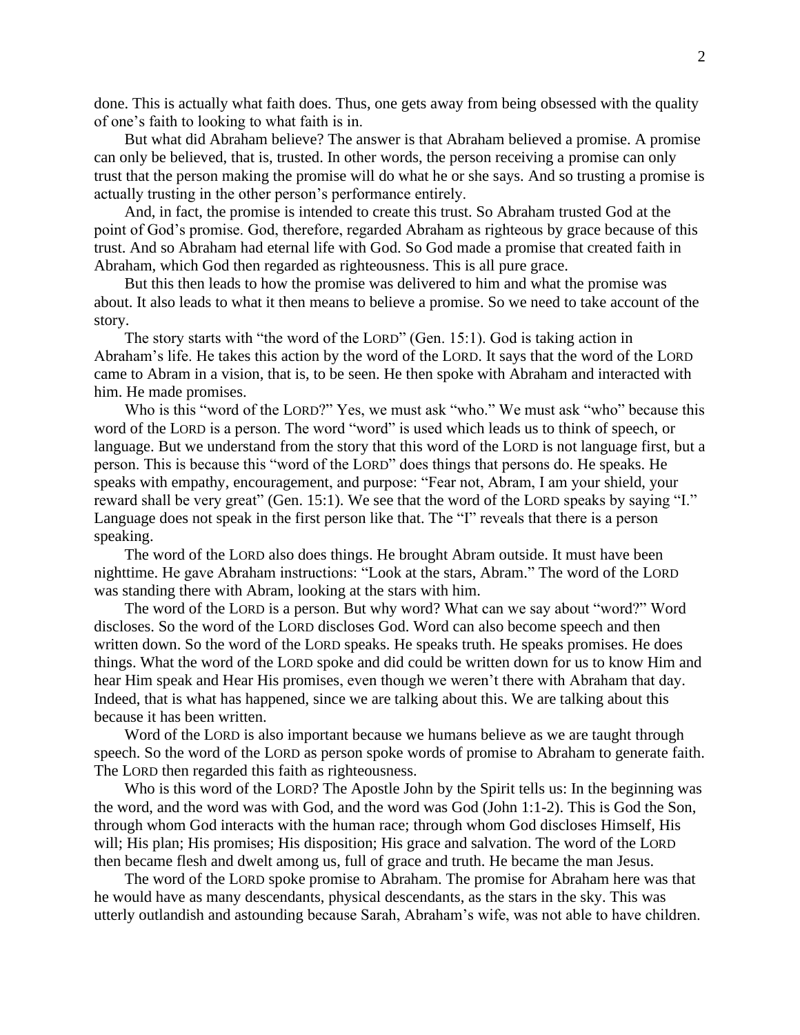done. This is actually what faith does. Thus, one gets away from being obsessed with the quality of one's faith to looking to what faith is in.

But what did Abraham believe? The answer is that Abraham believed a promise. A promise can only be believed, that is, trusted. In other words, the person receiving a promise can only trust that the person making the promise will do what he or she says. And so trusting a promise is actually trusting in the other person's performance entirely.

And, in fact, the promise is intended to create this trust. So Abraham trusted God at the point of God's promise. God, therefore, regarded Abraham as righteous by grace because of this trust. And so Abraham had eternal life with God. So God made a promise that created faith in Abraham, which God then regarded as righteousness. This is all pure grace.

But this then leads to how the promise was delivered to him and what the promise was about. It also leads to what it then means to believe a promise. So we need to take account of the story.

The story starts with "the word of the LORD" (Gen. 15:1). God is taking action in Abraham's life. He takes this action by the word of the LORD. It says that the word of the LORD came to Abram in a vision, that is, to be seen. He then spoke with Abraham and interacted with him. He made promises.

Who is this "word of the LORD?" Yes, we must ask "who." We must ask "who" because this word of the LORD is a person. The word "word" is used which leads us to think of speech, or language. But we understand from the story that this word of the LORD is not language first, but a person. This is because this "word of the LORD" does things that persons do. He speaks. He speaks with empathy, encouragement, and purpose: "Fear not, Abram, I am your shield, your reward shall be very great" (Gen. 15:1). We see that the word of the LORD speaks by saying "I." Language does not speak in the first person like that. The "I" reveals that there is a person speaking.

The word of the LORD also does things. He brought Abram outside. It must have been nighttime. He gave Abraham instructions: "Look at the stars, Abram." The word of the LORD was standing there with Abram, looking at the stars with him.

The word of the LORD is a person. But why word? What can we say about "word?" Word discloses. So the word of the LORD discloses God. Word can also become speech and then written down. So the word of the LORD speaks. He speaks truth. He speaks promises. He does things. What the word of the LORD spoke and did could be written down for us to know Him and hear Him speak and Hear His promises, even though we weren't there with Abraham that day. Indeed, that is what has happened, since we are talking about this. We are talking about this because it has been written.

Word of the LORD is also important because we humans believe as we are taught through speech. So the word of the LORD as person spoke words of promise to Abraham to generate faith. The LORD then regarded this faith as righteousness.

Who is this word of the LORD? The Apostle John by the Spirit tells us: In the beginning was the word, and the word was with God, and the word was God (John 1:1-2). This is God the Son, through whom God interacts with the human race; through whom God discloses Himself, His will; His plan; His promises; His disposition; His grace and salvation. The word of the LORD then became flesh and dwelt among us, full of grace and truth. He became the man Jesus.

The word of the LORD spoke promise to Abraham. The promise for Abraham here was that he would have as many descendants, physical descendants, as the stars in the sky. This was utterly outlandish and astounding because Sarah, Abraham's wife, was not able to have children.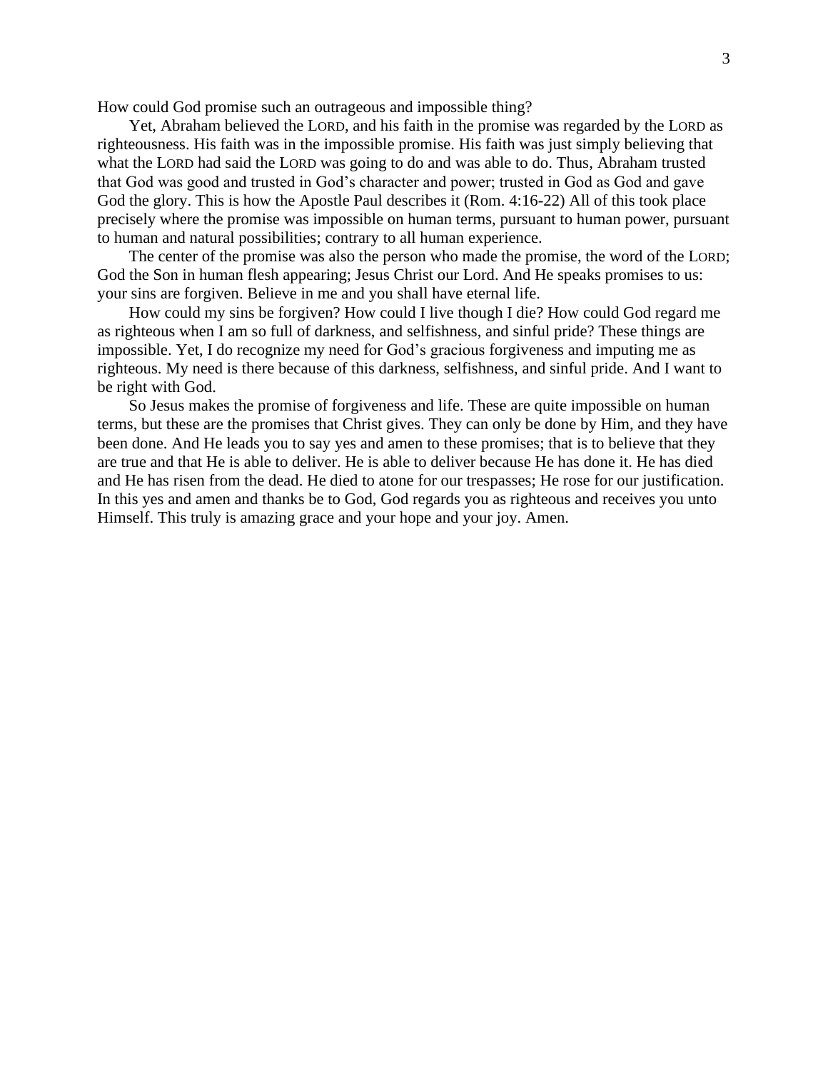How could God promise such an outrageous and impossible thing?

Yet, Abraham believed the LORD, and his faith in the promise was regarded by the LORD as righteousness. His faith was in the impossible promise. His faith was just simply believing that what the LORD had said the LORD was going to do and was able to do. Thus, Abraham trusted that God was good and trusted in God's character and power; trusted in God as God and gave God the glory. This is how the Apostle Paul describes it (Rom. 4:16-22) All of this took place precisely where the promise was impossible on human terms, pursuant to human power, pursuant to human and natural possibilities; contrary to all human experience.

The center of the promise was also the person who made the promise, the word of the LORD; God the Son in human flesh appearing; Jesus Christ our Lord. And He speaks promises to us: your sins are forgiven. Believe in me and you shall have eternal life.

How could my sins be forgiven? How could I live though I die? How could God regard me as righteous when I am so full of darkness, and selfishness, and sinful pride? These things are impossible. Yet, I do recognize my need for God's gracious forgiveness and imputing me as righteous. My need is there because of this darkness, selfishness, and sinful pride. And I want to be right with God.

So Jesus makes the promise of forgiveness and life. These are quite impossible on human terms, but these are the promises that Christ gives. They can only be done by Him, and they have been done. And He leads you to say yes and amen to these promises; that is to believe that they are true and that He is able to deliver. He is able to deliver because He has done it. He has died and He has risen from the dead. He died to atone for our trespasses; He rose for our justification. In this yes and amen and thanks be to God, God regards you as righteous and receives you unto Himself. This truly is amazing grace and your hope and your joy. Amen.